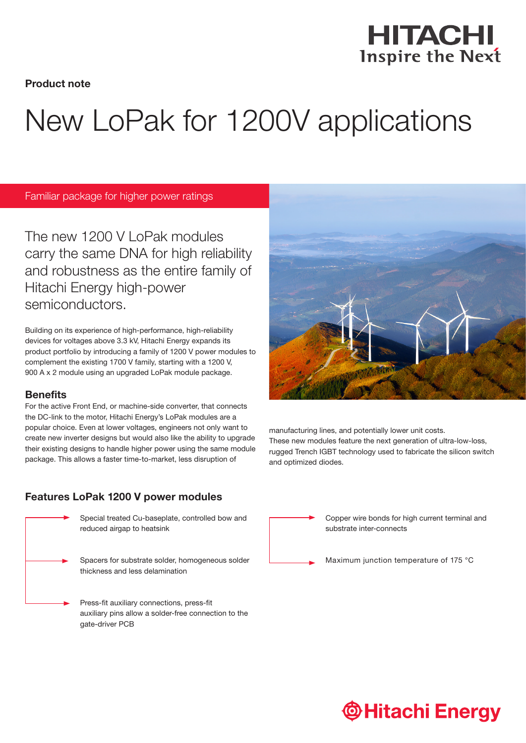**Product note**

# New LoPak for 1200V applications

## Familiar package for higher power ratings

The new 1200 V LoPak modules carry the same DNA for high reliability and robustness as the entire family of Hitachi Energy high-power semiconductors.

Building on its experience of high-performance, high-reliability devices for voltages above 3.3 kV, Hitachi Energy expands its product portfolio by introducing a family of 1200 V power modules to complement the existing 1700 V family, starting with a 1200 V, 900 A x 2 module using an upgraded LoPak module package.

### Benefits

For the active Front End, or machine-side converter, that connects the DC-link to the motor, Hitachi Energy's LoPak modules are a popular choice. Even at lower voltages, engineers not only want to create new inverter designs but would also like the ability to upgrade their existing designs to handle higher power using the same module package. This allows a faster time-to-market, less disruption of manufacturing lines, and potentially lower unit costs.

These new modules feature the next generation of ultra-low-loss, rugged Trench IGBT technology used to fabricate the silicon switch and optimized diodes.

### Features LoPak 1200 V power modules

- Special treated Cu-baseplate, controlled bow and reduced airgap to heatsink
- Spacers for substrate solder, homogeneous solder thickness and less delamination
- Press-fit auxiliary connections, press-fit auxiliary pins allow a solder-free connection to the gate-driver PCB
- Copper wire bonds for high current terminal and substrate inter-connects
- Maximum junction temperature of 175 °C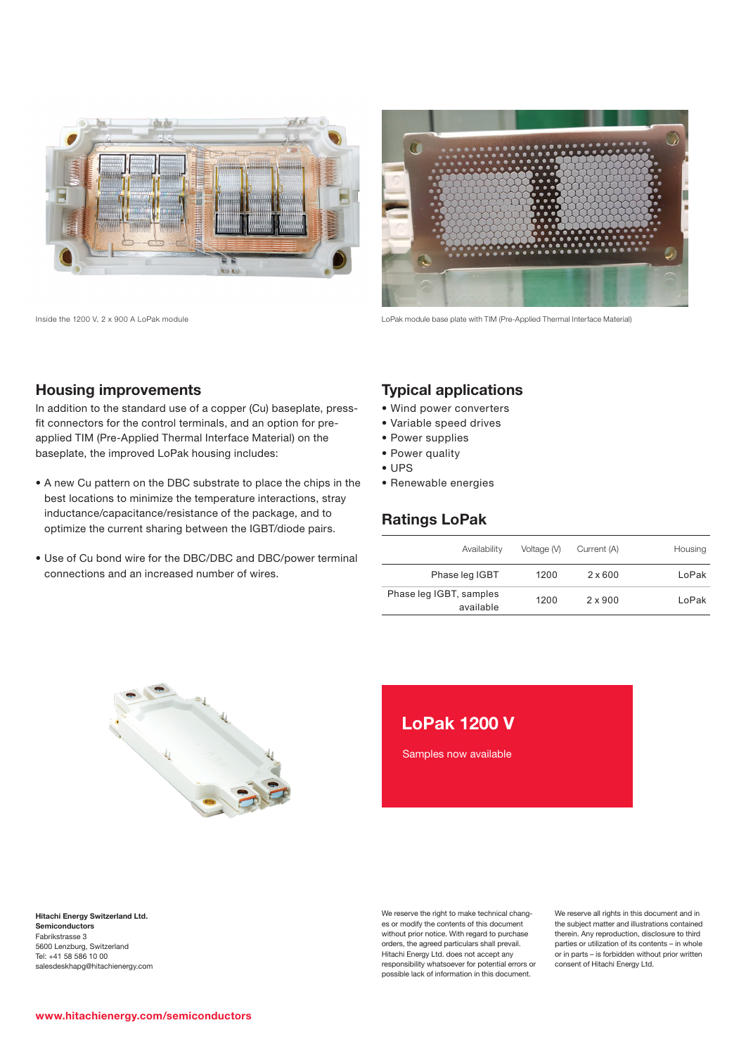Inside the 1200 V, 2 x 900 A LoPak module

LoPak module base plate with TIM (Pre-Applied Thermal Interface Material)

## Housing improvements

In addition to the standard use of a copper (Cu) baseplate, press-fit connectors for the control terminals, and an option for pre-applied TIM (Pre-Applied Thermal Interface Material) on the baseplate, the improved LoPak housing includes:

- A new Cu pattern on the DBC substrate to place the chips in the best locations to minimize the temperature interactions, stray inductance/capacitance/resistance of the package, and to optimize the current sharing between the IGBT/diode pairs.
- Use of Cu bond wire for the DBC/DBC and DBC/power terminal connections and an increased number of wires.

## Typical applications

- Wind power converters
- Variable speed drives
- Power supplies
- Power quality
- UPS
- Renewable energies

## Ratings LoPak

| Availability | Voltage (V) | Current (A) | Housing |
|---|---|---|---|
| Phase leg IGBT | 1200 | 2 x 600 | LoPak |
| Phase leg IGBT, samples available | 1200 | 2 x 900 | LoPak |

## LoPak 1200 V

Samples now available

**Hitachi Energy Switzerland Ltd.**
**Semiconductors**
Fabrikstrasse 3
5600 Lenzburg, Switzerland
Tel: +41 58 586 10 00
salesdeskhapg@hitachienergy.com

We reserve the right to make technical changes or modify the contents of this document without prior notice. With regard to purchase orders, the agreed particulars shall prevail. Hitachi Energy Ltd. does not accept any responsibility whatsoever for potential errors or possible lack of information in this document.

We reserve all rights in this document and in the subject matter and illustrations contained therein. Any reproduction, disclosure to third parties or utilization of its contents – in whole or in parts – is forbidden without prior written consent of Hitachi Energy Ltd.

**www.hitachienergy.com/semiconductors**